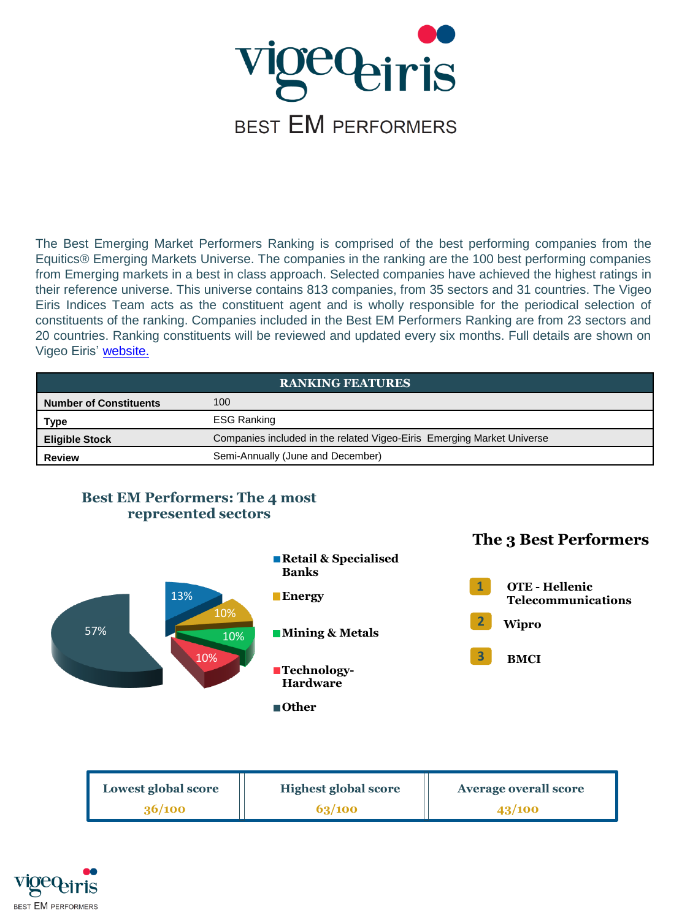# vigeo eiris

## BEST EM PERFORMERS

The Best Emerging Market Performers Ranking is comprised of the best performing companies from the Equitics® Emerging Markets Universe. The companies in the ranking are the 100 best performing companies from Emerging markets in a best in class approach. Selected companies have achieved the highest ratings in their reference universe. This universe contains 813 companies, from 35 sectors and 31 countries. The Vigeo Eiris Indices Team acts as the constituent agent and is wholly responsible for the periodical selection of constituents of the ranking. Companies included in the Best EM Performers Ranking are from 23 sectors and 20 countries. Ranking constituents will be reviewed and updated every six months. Full details are shown on Vigeo Eiris' website.

| RANKING FEATURES | |
|---|---|
| **Number of Constituents** | 100 |
| **Type** | ESG Ranking |
| **Eligible Stock** | Companies included in the related Vigeo-Eiris Emerging Market Universe |
| **Review** | Semi-Annually (June and December) |

### Best EM Performers: The 4 most represented sectors

- Retail & Specialised Banks: 13%
- Energy: 10%
- Mining & Metals: 10%
- Technology-Hardware: 10%
- Other: 57%

### The 3 Best Performers

1. OTE - Hellenic Telecommunications
2. Wipro
3. BMCI

| Lowest global score | Highest global score | Average overall score |
|---|---|---|
| 36/100 | 63/100 | 43/100 |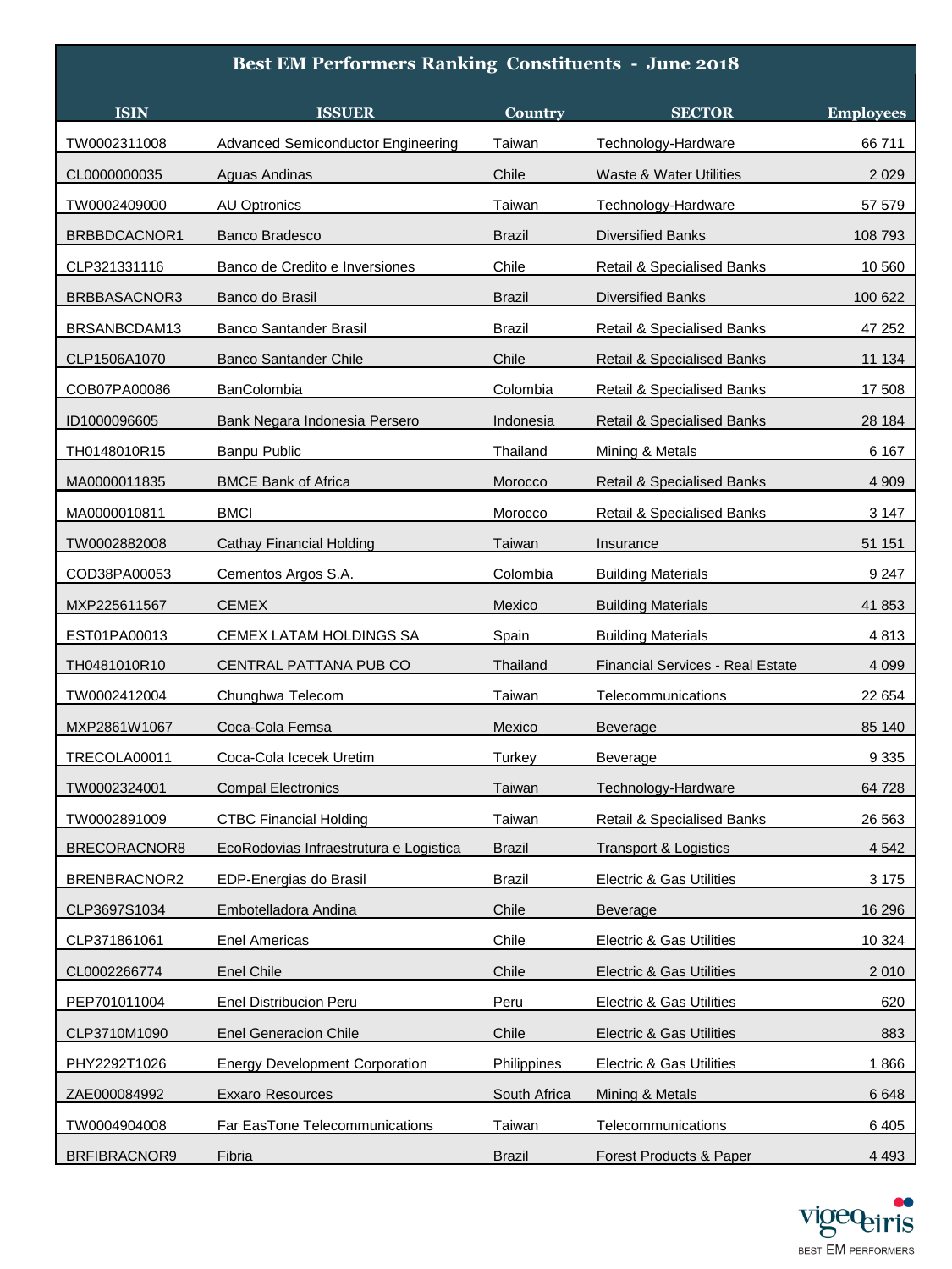## Best EM Performers Ranking Constituents - June 2018

| ISIN | ISSUER | Country | SECTOR | Employees |
|---|---|---|---|---|
| TW0002311008 | Advanced Semiconductor Engineering | Taiwan | Technology-Hardware | 66 711 |
| CL0000000035 | Aguas Andinas | Chile | Waste & Water Utilities | 2 029 |
| TW0002409000 | AU Optronics | Taiwan | Technology-Hardware | 57 579 |
| BRBBDCACNOR1 | Banco Bradesco | Brazil | Diversified Banks | 108 793 |
| CLP321331116 | Banco de Credito e Inversiones | Chile | Retail & Specialised Banks | 10 560 |
| BRBBASACNOR3 | Banco do Brasil | Brazil | Diversified Banks | 100 622 |
| BRSANBCDAM13 | Banco Santander Brasil | Brazil | Retail & Specialised Banks | 47 252 |
| CLP1506A1070 | Banco Santander Chile | Chile | Retail & Specialised Banks | 11 134 |
| COB07PA00086 | BanColombia | Colombia | Retail & Specialised Banks | 17 508 |
| ID1000096605 | Bank Negara Indonesia Persero | Indonesia | Retail & Specialised Banks | 28 184 |
| TH0148010R15 | Banpu Public | Thailand | Mining & Metals | 6 167 |
| MA0000011835 | BMCE Bank of Africa | Morocco | Retail & Specialised Banks | 4 909 |
| MA0000010811 | BMCI | Morocco | Retail & Specialised Banks | 3 147 |
| TW0002882008 | Cathay Financial Holding | Taiwan | Insurance | 51 151 |
| COD38PA00053 | Cementos Argos S.A. | Colombia | Building Materials | 9 247 |
| MXP225611567 | CEMEX | Mexico | Building Materials | 41 853 |
| EST01PA00013 | CEMEX LATAM HOLDINGS SA | Spain | Building Materials | 4 813 |
| TH0481010R10 | CENTRAL PATTANA PUB CO | Thailand | Financial Services - Real Estate | 4 099 |
| TW0002412004 | Chunghwa Telecom | Taiwan | Telecommunications | 22 654 |
| MXP2861W1067 | Coca-Cola Femsa | Mexico | Beverage | 85 140 |
| TRECOLA00011 | Coca-Cola Icecek Uretim | Turkey | Beverage | 9 335 |
| TW0002324001 | Compal Electronics | Taiwan | Technology-Hardware | 64 728 |
| TW0002891009 | CTBC Financial Holding | Taiwan | Retail & Specialised Banks | 26 563 |
| BRECORACNOR8 | EcoRodovias Infraestrutura e Logistica | Brazil | Transport & Logistics | 4 542 |
| BRENBRACNOR2 | EDP-Energias do Brasil | Brazil | Electric & Gas Utilities | 3 175 |
| CLP3697S1034 | Embotelladora Andina | Chile | Beverage | 16 296 |
| CLP371861061 | Enel Americas | Chile | Electric & Gas Utilities | 10 324 |
| CL0002266774 | Enel Chile | Chile | Electric & Gas Utilities | 2 010 |
| PEP701011004 | Enel Distribucion Peru | Peru | Electric & Gas Utilities | 620 |
| CLP3710M1090 | Enel Generacion Chile | Chile | Electric & Gas Utilities | 883 |
| PHY2292T1026 | Energy Development Corporation | Philippines | Electric & Gas Utilities | 1 866 |
| ZAE000084992 | Exxaro Resources | South Africa | Mining & Metals | 6 648 |
| TW0004904008 | Far EasTone Telecommunications | Taiwan | Telecommunications | 6 405 |
| BRFIBRACNOR9 | Fibria | Brazil | Forest Products & Paper | 4 493 |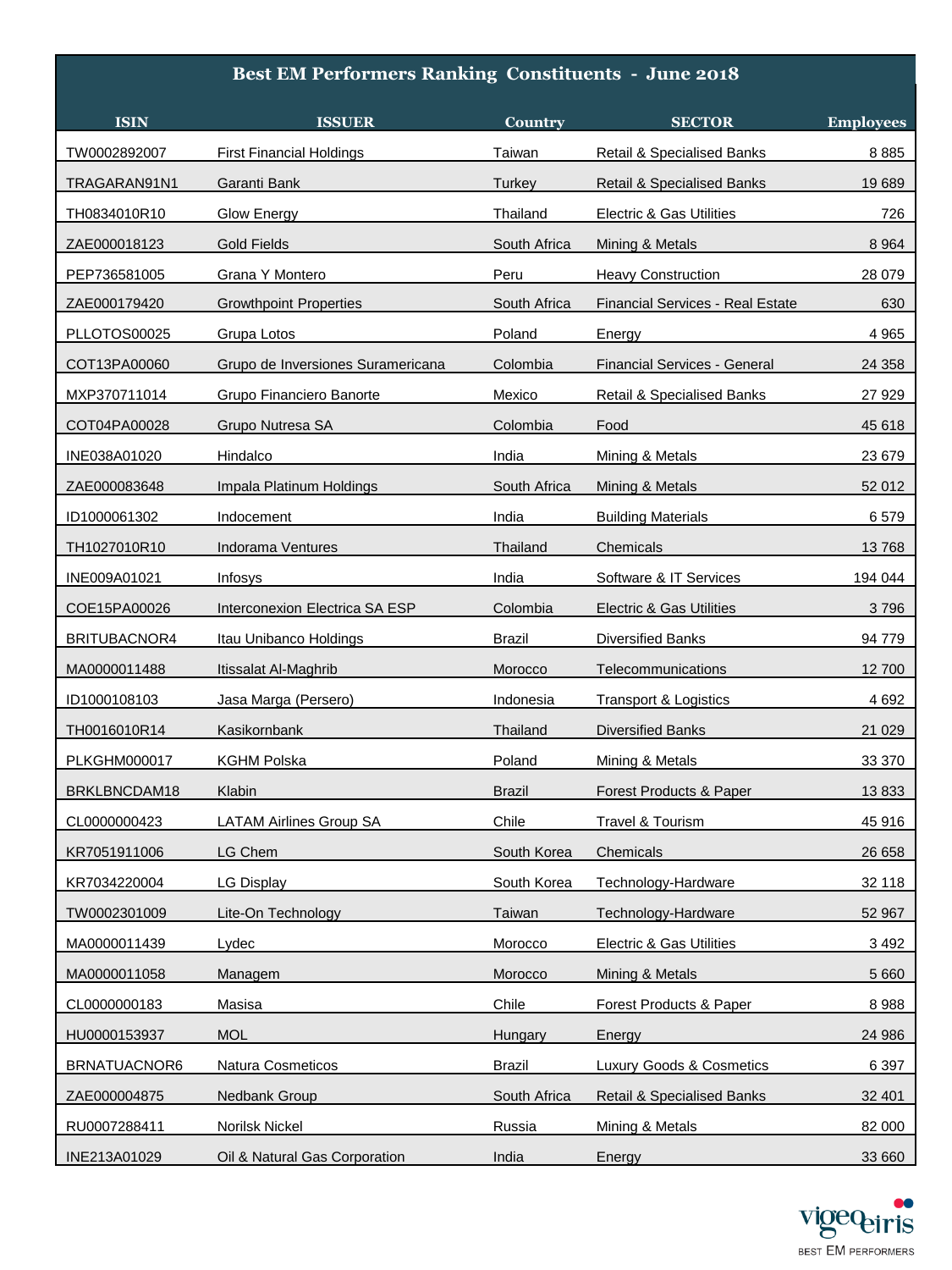## Best EM Performers Ranking Constituents - June 2018

| ISIN | ISSUER | Country | SECTOR | Employees |
|---|---|---|---|---|
| TW0002892007 | First Financial Holdings | Taiwan | Retail & Specialised Banks | 8 885 |
| TRAGARAN91N1 | Garanti Bank | Turkey | Retail & Specialised Banks | 19 689 |
| TH0834010R10 | Glow Energy | Thailand | Electric & Gas Utilities | 726 |
| ZAE000018123 | Gold Fields | South Africa | Mining & Metals | 8 964 |
| PEP736581005 | Grana Y Montero | Peru | Heavy Construction | 28 079 |
| ZAE000179420 | Growthpoint Properties | South Africa | Financial Services - Real Estate | 630 |
| PLLOTOS00025 | Grupa Lotos | Poland | Energy | 4 965 |
| COT13PA00060 | Grupo de Inversiones Suramericana | Colombia | Financial Services - General | 24 358 |
| MXP370711014 | Grupo Financiero Banorte | Mexico | Retail & Specialised Banks | 27 929 |
| COT04PA00028 | Grupo Nutresa SA | Colombia | Food | 45 618 |
| INE038A01020 | Hindalco | India | Mining & Metals | 23 679 |
| ZAE000083648 | Impala Platinum Holdings | South Africa | Mining & Metals | 52 012 |
| ID1000061302 | Indocement | India | Building Materials | 6 579 |
| TH1027010R10 | Indorama Ventures | Thailand | Chemicals | 13 768 |
| INE009A01021 | Infosys | India | Software & IT Services | 194 044 |
| COE15PA00026 | Interconexion Electrica SA ESP | Colombia | Electric & Gas Utilities | 3 796 |
| BRITUBACNOR4 | Itau Unibanco Holdings | Brazil | Diversified Banks | 94 779 |
| MA0000011488 | Itissalat Al-Maghrib | Morocco | Telecommunications | 12 700 |
| ID1000108103 | Jasa Marga (Persero) | Indonesia | Transport & Logistics | 4 692 |
| TH0016010R14 | Kasikornbank | Thailand | Diversified Banks | 21 029 |
| PLKGHM000017 | KGHM Polska | Poland | Mining & Metals | 33 370 |
| BRKLBNCDAM18 | Klabin | Brazil | Forest Products & Paper | 13 833 |
| CL0000000423 | LATAM Airlines Group SA | Chile | Travel & Tourism | 45 916 |
| KR7051911006 | LG Chem | South Korea | Chemicals | 26 658 |
| KR7034220004 | LG Display | South Korea | Technology-Hardware | 32 118 |
| TW0002301009 | Lite-On Technology | Taiwan | Technology-Hardware | 52 967 |
| MA0000011439 | Lydec | Morocco | Electric & Gas Utilities | 3 492 |
| MA0000011058 | Managem | Morocco | Mining & Metals | 5 660 |
| CL0000000183 | Masisa | Chile | Forest Products & Paper | 8 988 |
| HU0000153937 | MOL | Hungary | Energy | 24 986 |
| BRNATUACNOR6 | Natura Cosmeticos | Brazil | Luxury Goods & Cosmetics | 6 397 |
| ZAE000004875 | Nedbank Group | South Africa | Retail & Specialised Banks | 32 401 |
| RU0007288411 | Norilsk Nickel | Russia | Mining & Metals | 82 000 |
| INE213A01029 | Oil & Natural Gas Corporation | India | Energy | 33 660 |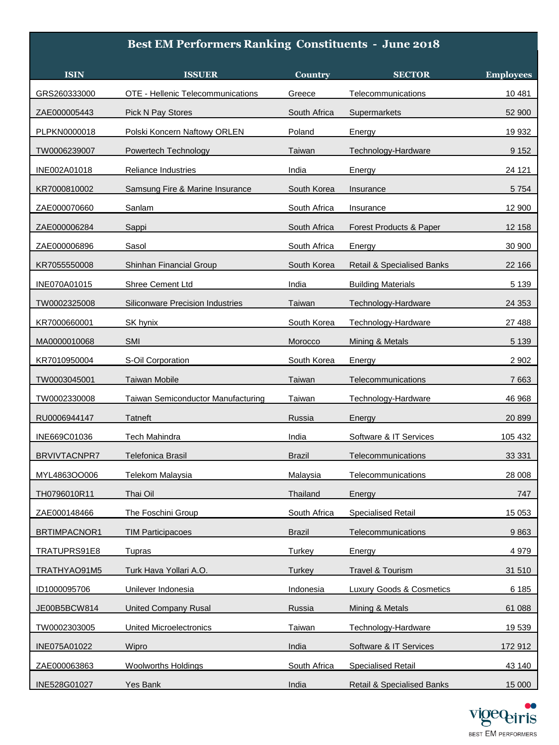## Best EM Performers Ranking Constituents - June 2018

| ISIN | ISSUER | Country | SECTOR | Employees |
|---|---|---|---|---|
| GRS260333000 | OTE - Hellenic Telecommunications | Greece | Telecommunications | 10 481 |
| ZAE000005443 | Pick N Pay Stores | South Africa | Supermarkets | 52 900 |
| PLPKN0000018 | Polski Koncern Naftowy ORLEN | Poland | Energy | 19 932 |
| TW0006239007 | Powertech Technology | Taiwan | Technology-Hardware | 9 152 |
| INE002A01018 | Reliance Industries | India | Energy | 24 121 |
| KR7000810002 | Samsung Fire & Marine Insurance | South Korea | Insurance | 5 754 |
| ZAE000070660 | Sanlam | South Africa | Insurance | 12 900 |
| ZAE000006284 | Sappi | South Africa | Forest Products & Paper | 12 158 |
| ZAE000006896 | Sasol | South Africa | Energy | 30 900 |
| KR7055550008 | Shinhan Financial Group | South Korea | Retail & Specialised Banks | 22 166 |
| INE070A01015 | Shree Cement Ltd | India | Building Materials | 5 139 |
| TW0002325008 | Siliconware Precision Industries | Taiwan | Technology-Hardware | 24 353 |
| KR7000660001 | SK hynix | South Korea | Technology-Hardware | 27 488 |
| MA0000010068 | SMI | Morocco | Mining & Metals | 5 139 |
| KR7010950004 | S-Oil Corporation | South Korea | Energy | 2 902 |
| TW0003045001 | Taiwan Mobile | Taiwan | Telecommunications | 7 663 |
| TW0002330008 | Taiwan Semiconductor Manufacturing | Taiwan | Technology-Hardware | 46 968 |
| RU0006944147 | Tatneft | Russia | Energy | 20 899 |
| INE669C01036 | Tech Mahindra | India | Software & IT Services | 105 432 |
| BRVIVTACNPR7 | Telefonica Brasil | Brazil | Telecommunications | 33 331 |
| MYL4863OO006 | Telekom Malaysia | Malaysia | Telecommunications | 28 008 |
| TH0796010R11 | Thai Oil | Thailand | Energy | 747 |
| ZAE000148466 | The Foschini Group | South Africa | Specialised Retail | 15 053 |
| BRTIMPACNOR1 | TIM Participacoes | Brazil | Telecommunications | 9 863 |
| TRATUPRS91E8 | Tupras | Turkey | Energy | 4 979 |
| TRATHYAO91M5 | Turk Hava Yollari A.O. | Turkey | Travel & Tourism | 31 510 |
| ID1000095706 | Unilever Indonesia | Indonesia | Luxury Goods & Cosmetics | 6 185 |
| JE00B5BCW814 | United Company Rusal | Russia | Mining & Metals | 61 088 |
| TW0002303005 | United Microelectronics | Taiwan | Technology-Hardware | 19 539 |
| INE075A01022 | Wipro | India | Software & IT Services | 172 912 |
| ZAE000063863 | Woolworths Holdings | South Africa | Specialised Retail | 43 140 |
| INE528G01027 | Yes Bank | India | Retail & Specialised Banks | 15 000 |

vigeo eiris
BEST EM PERFORMERS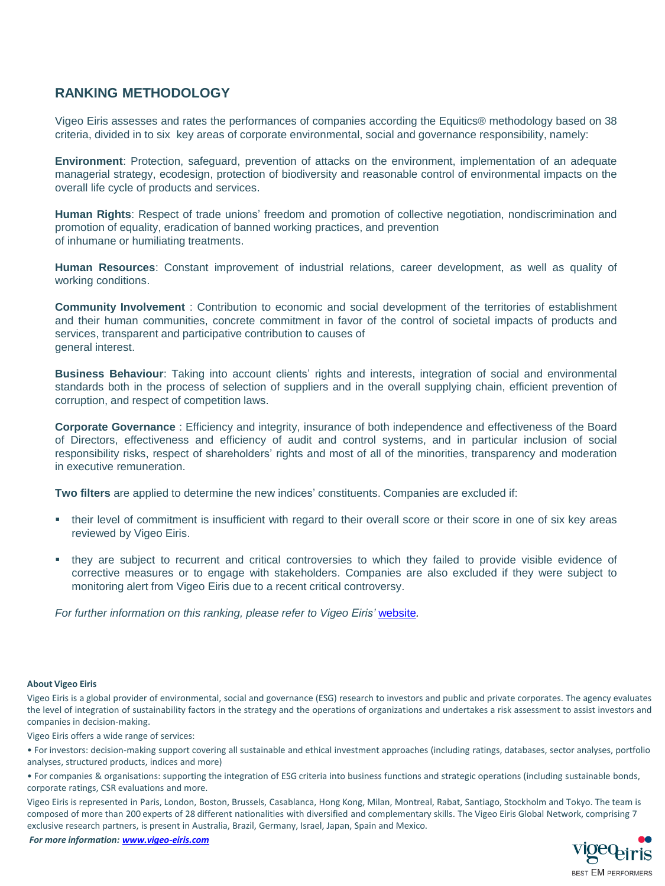## RANKING METHODOLOGY

Vigeo Eiris assesses and rates the performances of companies according the Equitics® methodology based on 38 criteria, divided in to six key areas of corporate environmental, social and governance responsibility, namely:

**Environment**: Protection, safeguard, prevention of attacks on the environment, implementation of an adequate managerial strategy, ecodesign, protection of biodiversity and reasonable control of environmental impacts on the overall life cycle of products and services.

**Human Rights**: Respect of trade unions' freedom and promotion of collective negotiation, nondiscrimination and promotion of equality, eradication of banned working practices, and prevention of inhumane or humiliating treatments.

**Human Resources**: Constant improvement of industrial relations, career development, as well as quality of working conditions.

**Community Involvement** : Contribution to economic and social development of the territories of establishment and their human communities, concrete commitment in favor of the control of societal impacts of products and services, transparent and participative contribution to causes of general interest.

**Business Behaviour**: Taking into account clients' rights and interests, integration of social and environmental standards both in the process of selection of suppliers and in the overall supplying chain, efficient prevention of corruption, and respect of competition laws.

**Corporate Governance** : Efficiency and integrity, insurance of both independence and effectiveness of the Board of Directors, effectiveness and efficiency of audit and control systems, and in particular inclusion of social responsibility risks, respect of shareholders' rights and most of all of the minorities, transparency and moderation in executive remuneration.

**Two filters** are applied to determine the new indices' constituents. Companies are excluded if:

- their level of commitment is insufficient with regard to their overall score or their score in one of six key areas reviewed by Vigeo Eiris.
- they are subject to recurrent and critical controversies to which they failed to provide visible evidence of corrective measures or to engage with stakeholders. Companies are also excluded if they were subject to monitoring alert from Vigeo Eiris due to a recent critical controversy.

*For further information on this ranking, please refer to Vigeo Eiris'* website.

**About Vigeo Eiris**

Vigeo Eiris is a global provider of environmental, social and governance (ESG) research to investors and public and private corporates. The agency evaluates the level of integration of sustainability factors in the strategy and the operations of organizations and undertakes a risk assessment to assist investors and companies in decision-making.

Vigeo Eiris offers a wide range of services:

• For investors: decision-making support covering all sustainable and ethical investment approaches (including ratings, databases, sector analyses, portfolio analyses, structured products, indices and more)

• For companies & organisations: supporting the integration of ESG criteria into business functions and strategic operations (including sustainable bonds, corporate ratings, CSR evaluations and more.

Vigeo Eiris is represented in Paris, London, Boston, Brussels, Casablanca, Hong Kong, Milan, Montreal, Rabat, Santiago, Stockholm and Tokyo. The team is composed of more than 200 experts of 28 different nationalities with diversified and complementary skills. The Vigeo Eiris Global Network, comprising 7 exclusive research partners, is present in Australia, Brazil, Germany, Israel, Japan, Spain and Mexico.

***For more information: www.vigeo-eiris.com***

vigeo eiris

BEST EM PERFORMERS